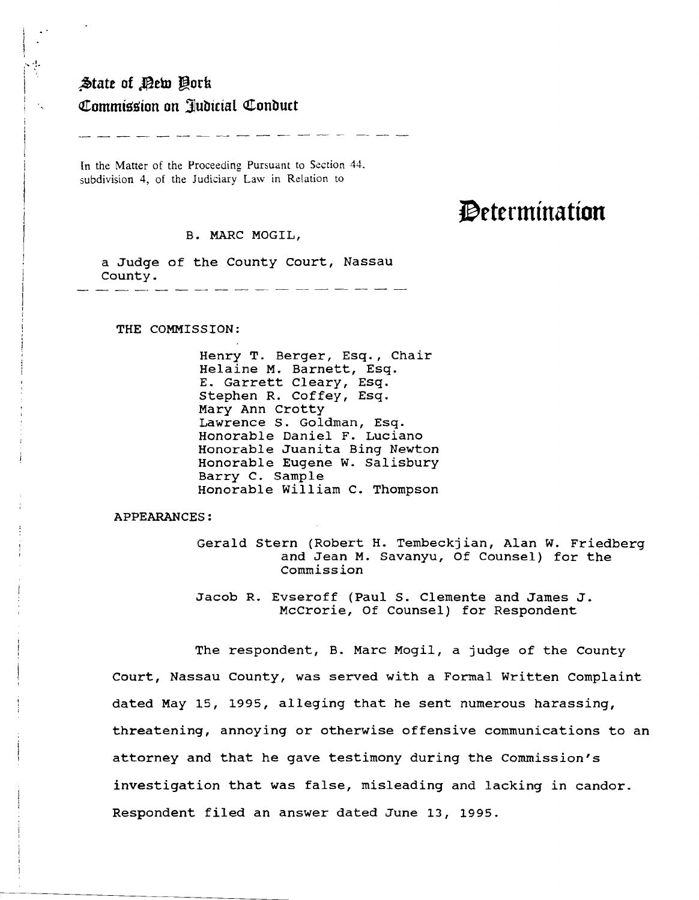**State of New York**
**Commission on Judicial Conduct**

---

In the Matter of the Proceeding Pursuant to Section 44, subdivision 4, of the Judiciary Law in Relation to

B. MARC MOGIL,

a Judge of the County Court, Nassau County.

---

# Determination

THE COMMISSION:

Henry T. Berger, Esq., Chair
Helaine M. Barnett, Esq.
E. Garrett Cleary, Esq.
Stephen R. Coffey, Esq.
Mary Ann Crotty
Lawrence S. Goldman, Esq.
Honorable Daniel F. Luciano
Honorable Juanita Bing Newton
Honorable Eugene W. Salisbury
Barry C. Sample
Honorable William C. Thompson

APPEARANCES:

Gerald Stern (Robert H. Tembeckjian, Alan W. Friedberg and Jean M. Savanyu, Of Counsel) for the Commission

Jacob R. Evseroff (Paul S. Clemente and James J. McCrorie, Of Counsel) for Respondent

The respondent, B. Marc Mogil, a judge of the County Court, Nassau County, was served with a Formal Written Complaint dated May 15, 1995, alleging that he sent numerous harassing, threatening, annoying or otherwise offensive communications to an attorney and that he gave testimony during the Commission's investigation that was false, misleading and lacking in candor. Respondent filed an answer dated June 13, 1995.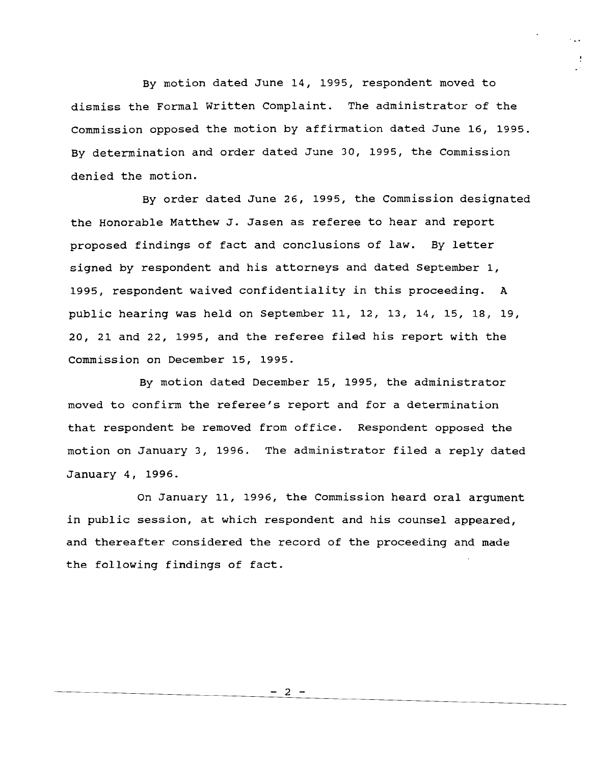By motion dated June 14, 1995, respondent moved to dismiss the Formal Written Complaint. The administrator of the Commission opposed the motion by affirmation dated June 16, 1995. By determination and order dated June 30, 1995, the Commission denied the motion.

By order dated June 26, 1995, the Commission designated the Honorable Matthew J. Jasen as referee to hear and report proposed findings of fact and conclusions of law. By letter signed by respondent and his attorneys and dated September 1, 1995, respondent waived confidentiality in this proceeding. A public hearing was held on September 11, 12, 13, 14, 15, 18, 19, 20, 21 and 22, 1995, and the referee filed his report with the Commission on December 15, 1995.

By motion dated December 15, 1995, the administrator moved to confirm the referee's report and for a determination that respondent be removed from office. Respondent opposed the motion on January 3, 1996. The administrator filed a reply dated January 4, 1996.

On January 11, 1996, the Commission heard oral argument in public session, at which respondent and his counsel appeared, and thereafter considered the record of the proceeding and made the following findings of fact.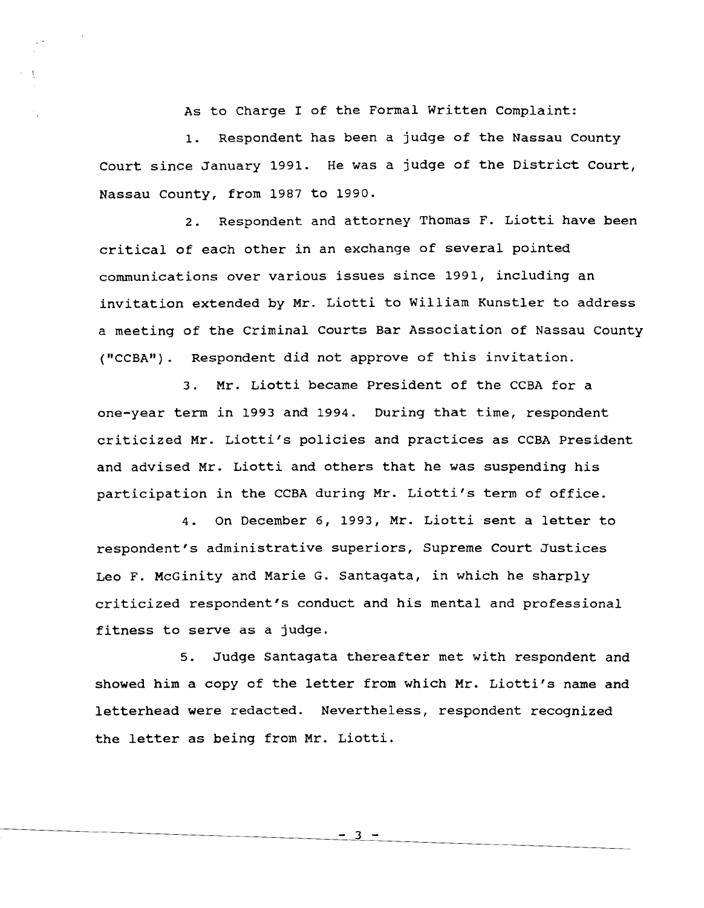As to Charge I of the Formal Written Complaint:

1. Respondent has been a judge of the Nassau County Court since January 1991. He was a judge of the District Court, Nassau County, from 1987 to 1990.

2. Respondent and attorney Thomas F. Liotti have been critical of each other in an exchange of several pointed communications over various issues since 1991, including an invitation extended by Mr. Liotti to William Kunstler to address a meeting of the Criminal Courts Bar Association of Nassau County ("CCBA"). Respondent did not approve of this invitation.

3. Mr. Liotti became President of the CCBA for a one-year term in 1993 and 1994. During that time, respondent criticized Mr. Liotti's policies and practices as CCBA President and advised Mr. Liotti and others that he was suspending his participation in the CCBA during Mr. Liotti's term of office.

4. On December 6, 1993, Mr. Liotti sent a letter to respondent's administrative superiors, Supreme Court Justices Leo F. McGinity and Marie G. Santagata, in which he sharply criticized respondent's conduct and his mental and professional fitness to serve as a judge.

5. Judge Santagata thereafter met with respondent and showed him a copy of the letter from which Mr. Liotti's name and letterhead were redacted. Nevertheless, respondent recognized the letter as being from Mr. Liotti.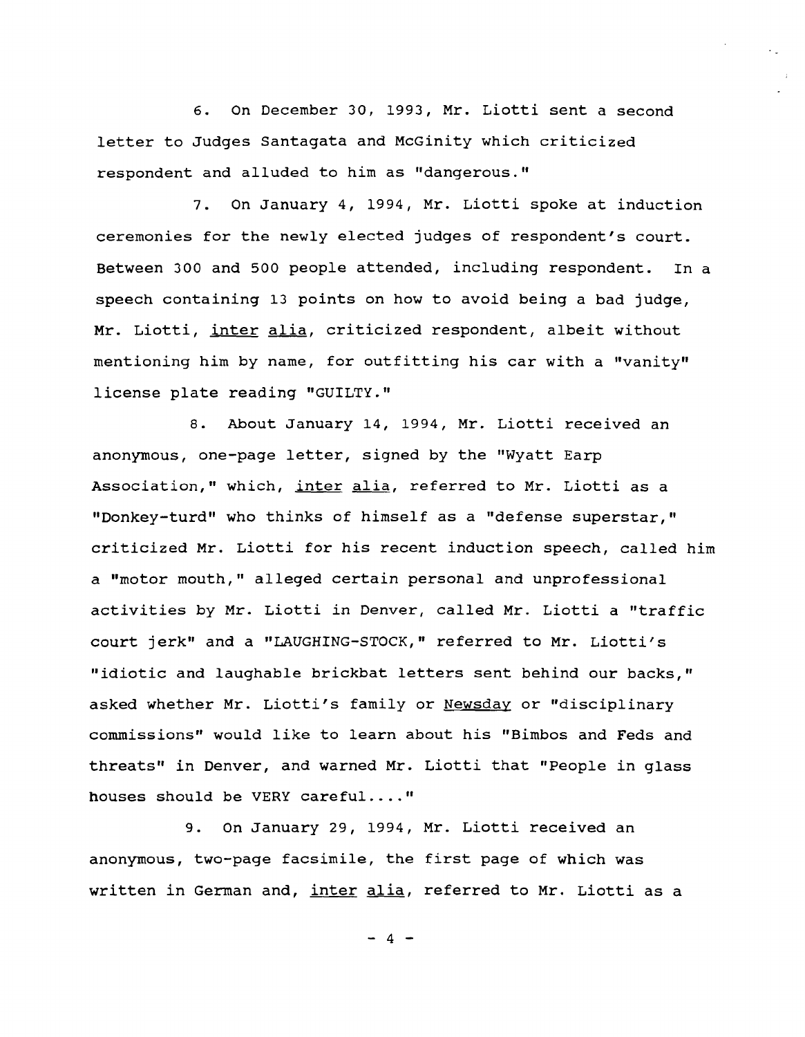6. On December 30, 1993, Mr. Liotti sent a second letter to Judges Santagata and McGinity which criticized respondent and alluded to him as "dangerous."

7. On January 4, 1994, Mr. Liotti spoke at induction ceremonies for the newly elected judges of respondent's court. Between 300 and 500 people attended, including respondent. In a speech containing 13 points on how to avoid being a bad judge, Mr. Liotti, _inter alia_, criticized respondent, albeit without mentioning him by name, for outfitting his car with a "vanity" license plate reading "GUILTY."

8. About January 14, 1994, Mr. Liotti received an anonymous, one-page letter, signed by the "Wyatt Earp Association," which, _inter alia_, referred to Mr. Liotti as a "Donkey-turd" who thinks of himself as a "defense superstar," criticized Mr. Liotti for his recent induction speech, called him a "motor mouth," alleged certain personal and unprofessional activities by Mr. Liotti in Denver, called Mr. Liotti a "traffic court jerk" and a "LAUGHING-STOCK," referred to Mr. Liotti's "idiotic and laughable brickbat letters sent behind our backs," asked whether Mr. Liotti's family or _Newsday_ or "disciplinary commissions" would like to learn about his "Bimbos and Feds and threats" in Denver, and warned Mr. Liotti that "People in glass houses should be VERY careful...."

9. On January 29, 1994, Mr. Liotti received an anonymous, two-page facsimile, the first page of which was written in German and, _inter alia_, referred to Mr. Liotti as a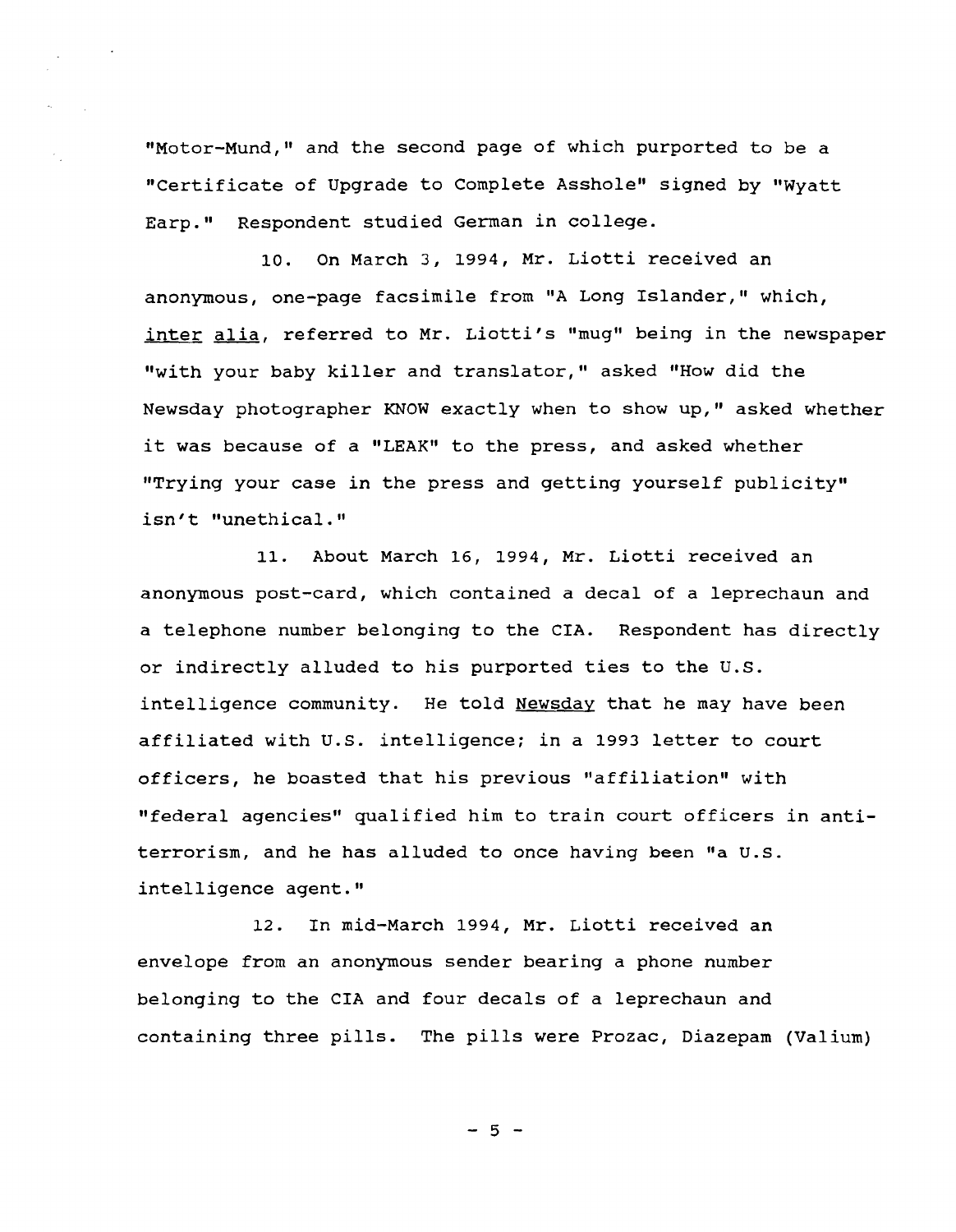"Motor-Mund," and the second page of which purported to be a "Certificate of Upgrade to Complete Asshole" signed by "Wyatt Earp." Respondent studied German in college.

10. On March 3, 1994, Mr. Liotti received an anonymous, one-page facsimile from "A Long Islander," which, inter alia, referred to Mr. Liotti's "mug" being in the newspaper "with your baby killer and translator," asked "How did the Newsday photographer KNOW exactly when to show up," asked whether it was because of a "LEAK" to the press, and asked whether "Trying your case in the press and getting yourself publicity" isn't "unethical."

11. About March 16, 1994, Mr. Liotti received an anonymous post-card, which contained a decal of a leprechaun and a telephone number belonging to the CIA. Respondent has directly or indirectly alluded to his purported ties to the U.S. intelligence community. He told Newsday that he may have been affiliated with U.S. intelligence; in a 1993 letter to court officers, he boasted that his previous "affiliation" with "federal agencies" qualified him to train court officers in anti-terrorism, and he has alluded to once having been "a U.S. intelligence agent."

12. In mid-March 1994, Mr. Liotti received an envelope from an anonymous sender bearing a phone number belonging to the CIA and four decals of a leprechaun and containing three pills. The pills were Prozac, Diazepam (Valium)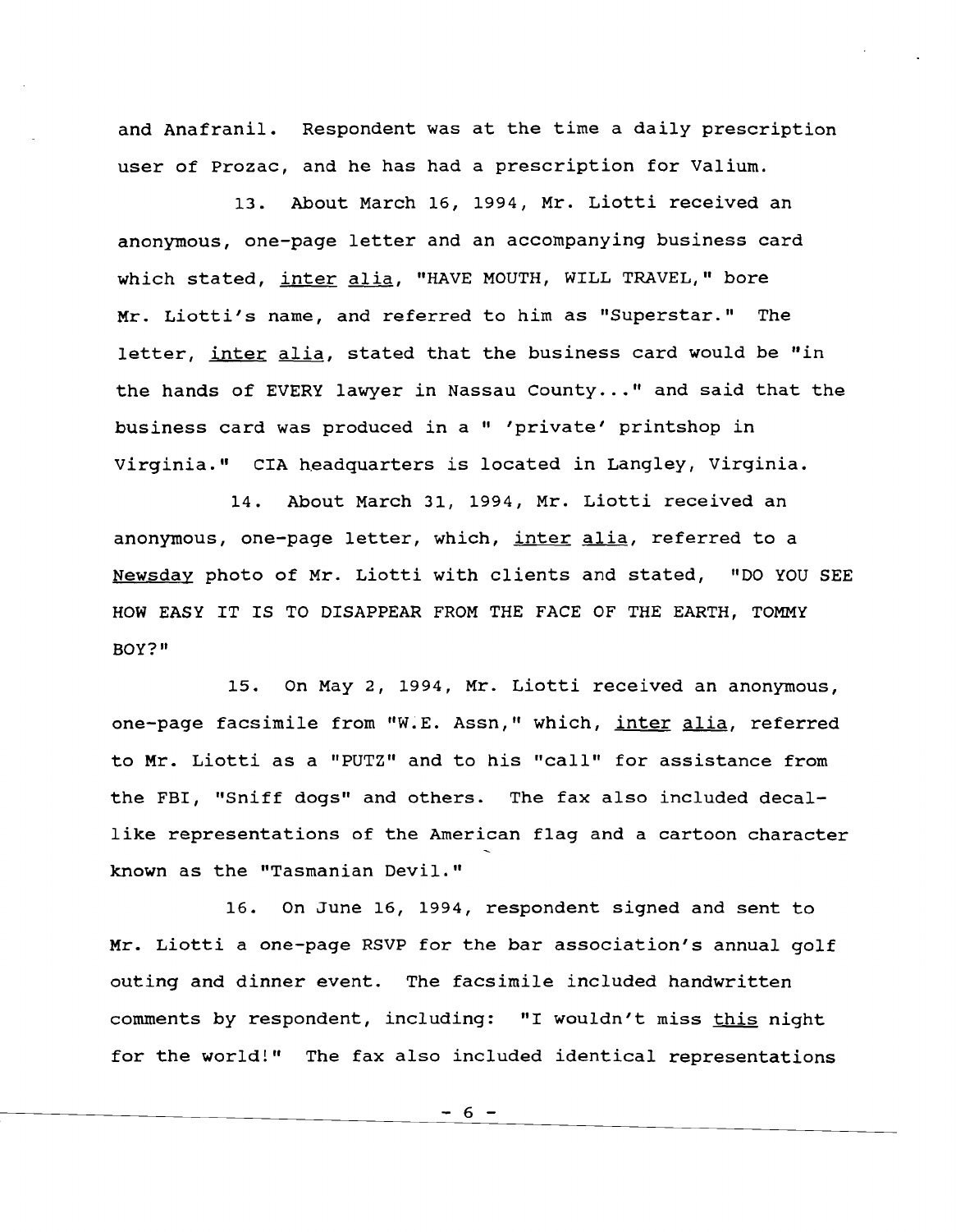and Anafranil. Respondent was at the time a daily prescription user of Prozac, and he has had a prescription for Valium.

13. About March 16, 1994, Mr. Liotti received an anonymous, one-page letter and an accompanying business card which stated, _inter alia_, "HAVE MOUTH, WILL TRAVEL," bore Mr. Liotti's name, and referred to him as "Superstar." The letter, _inter alia_, stated that the business card would be "in the hands of EVERY lawyer in Nassau County..." and said that the business card was produced in a " 'private' printshop in Virginia." CIA headquarters is located in Langley, Virginia.

14. About March 31, 1994, Mr. Liotti received an anonymous, one-page letter, which, _inter alia_, referred to a _Newsday_ photo of Mr. Liotti with clients and stated, "DO YOU SEE HOW EASY IT IS TO DISAPPEAR FROM THE FACE OF THE EARTH, TOMMY BOY?"

15. On May 2, 1994, Mr. Liotti received an anonymous, one-page facsimile from "W.E. Assn," which, _inter alia_, referred to Mr. Liotti as a "PUTZ" and to his "call" for assistance from the FBI, "Sniff dogs" and others. The fax also included decal-like representations of the American flag and a cartoon character known as the "Tasmanian Devil."

16. On June 16, 1994, respondent signed and sent to Mr. Liotti a one-page RSVP for the bar association's annual golf outing and dinner event. The facsimile included handwritten comments by respondent, including: "I wouldn't miss _this_ night for the world!" The fax also included identical representations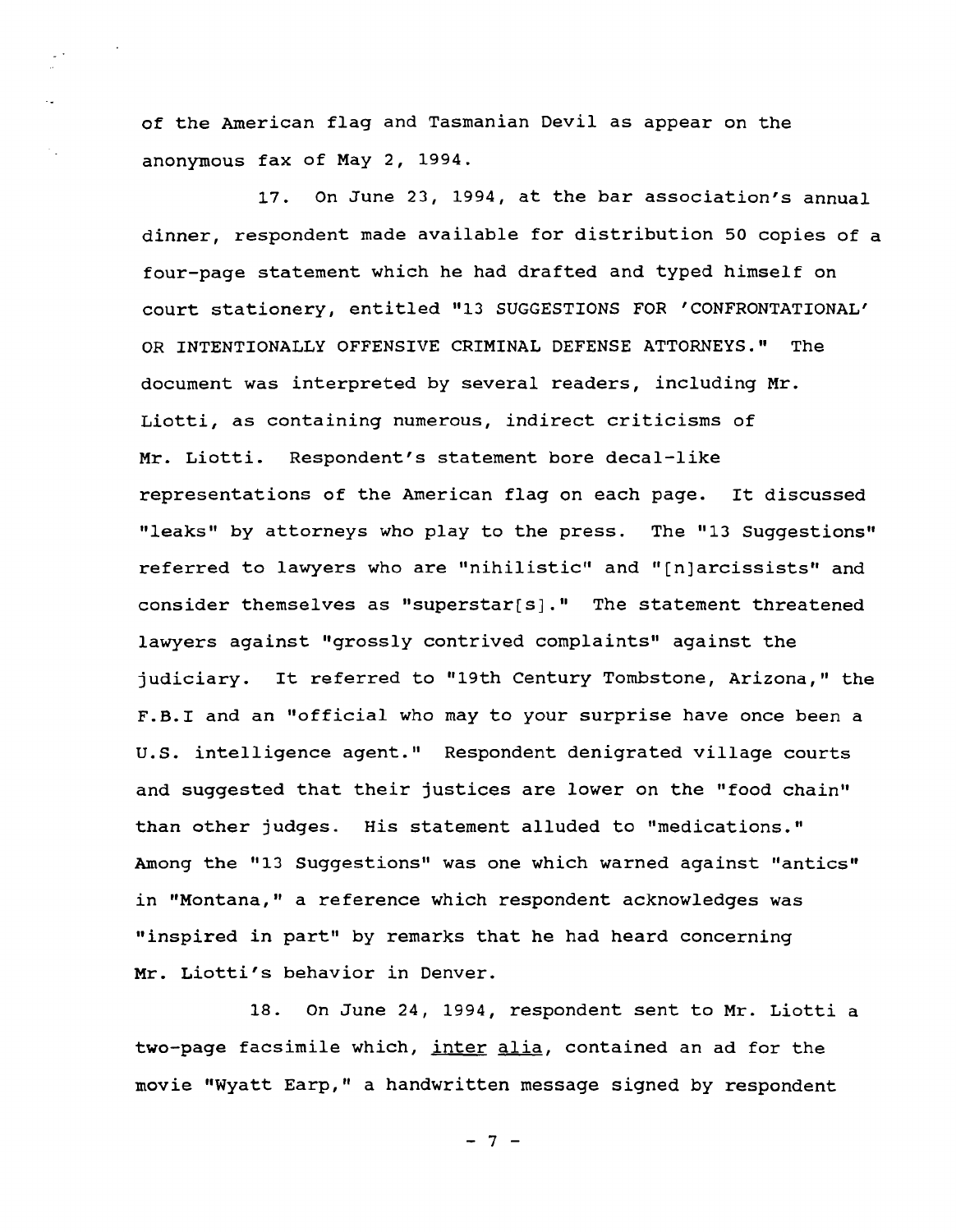of the American flag and Tasmanian Devil as appear on the anonymous fax of May 2, 1994.

17. On June 23, 1994, at the bar association's annual dinner, respondent made available for distribution 50 copies of a four-page statement which he had drafted and typed himself on court stationery, entitled "13 SUGGESTIONS FOR 'CONFRONTATIONAL' OR INTENTIONALLY OFFENSIVE CRIMINAL DEFENSE ATTORNEYS." The document was interpreted by several readers, including Mr. Liotti, as containing numerous, indirect criticisms of Mr. Liotti. Respondent's statement bore decal-like representations of the American flag on each page. It discussed "leaks" by attorneys who play to the press. The "13 Suggestions" referred to lawyers who are "nihilistic" and "[n]arcissists" and consider themselves as "superstar[s]." The statement threatened lawyers against "grossly contrived complaints" against the judiciary. It referred to "19th Century Tombstone, Arizona," the F.B.I and an "official who may to your surprise have once been a U.S. intelligence agent." Respondent denigrated village courts and suggested that their justices are lower on the "food chain" than other judges. His statement alluded to "medications." Among the "13 Suggestions" was one which warned against "antics" in "Montana," a reference which respondent acknowledges was "inspired in part" by remarks that he had heard concerning Mr. Liotti's behavior in Denver.

18. On June 24, 1994, respondent sent to Mr. Liotti a two-page facsimile which, <u>inter alia</u>, contained an ad for the movie "Wyatt Earp," a handwritten message signed by respondent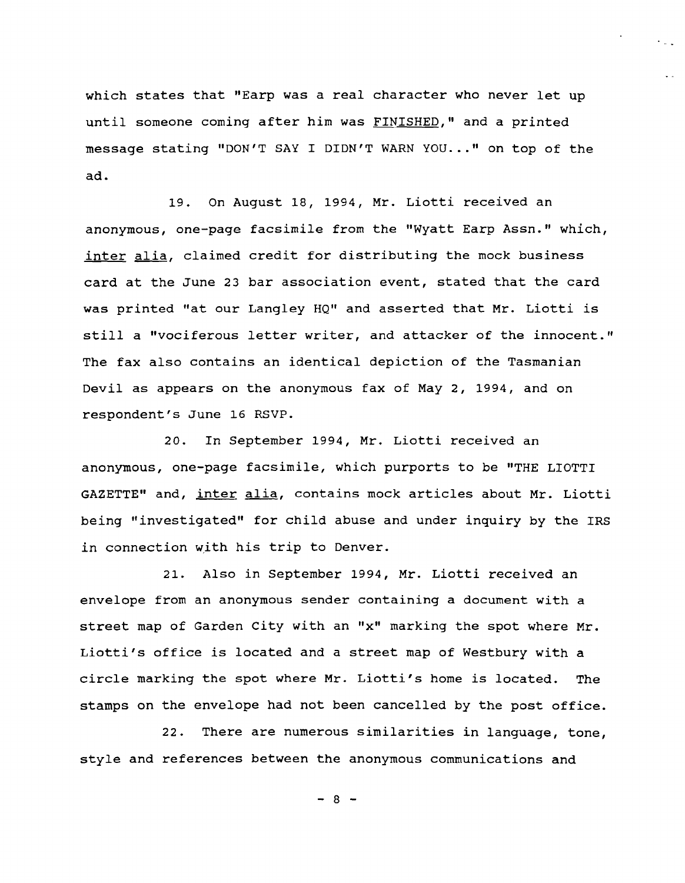which states that "Earp was a real character who never let up until someone coming after him was FINISHED," and a printed message stating "DON'T SAY I DIDN'T WARN YOU..." on top of the ad.

19. On August 18, 1994, Mr. Liotti received an anonymous, one-page facsimile from the "Wyatt Earp Assn." which, *inter alia*, claimed credit for distributing the mock business card at the June 23 bar association event, stated that the card was printed "at our Langley HQ" and asserted that Mr. Liotti is still a "vociferous letter writer, and attacker of the innocent." The fax also contains an identical depiction of the Tasmanian Devil as appears on the anonymous fax of May 2, 1994, and on respondent's June 16 RSVP.

20. In September 1994, Mr. Liotti received an anonymous, one-page facsimile, which purports to be "THE LIOTTI GAZETTE" and, *inter alia*, contains mock articles about Mr. Liotti being "investigated" for child abuse and under inquiry by the IRS in connection with his trip to Denver.

21. Also in September 1994, Mr. Liotti received an envelope from an anonymous sender containing a document with a street map of Garden City with an "x" marking the spot where Mr. Liotti's office is located and a street map of Westbury with a circle marking the spot where Mr. Liotti's home is located. The stamps on the envelope had not been cancelled by the post office.

22. There are numerous similarities in language, tone, style and references between the anonymous communications and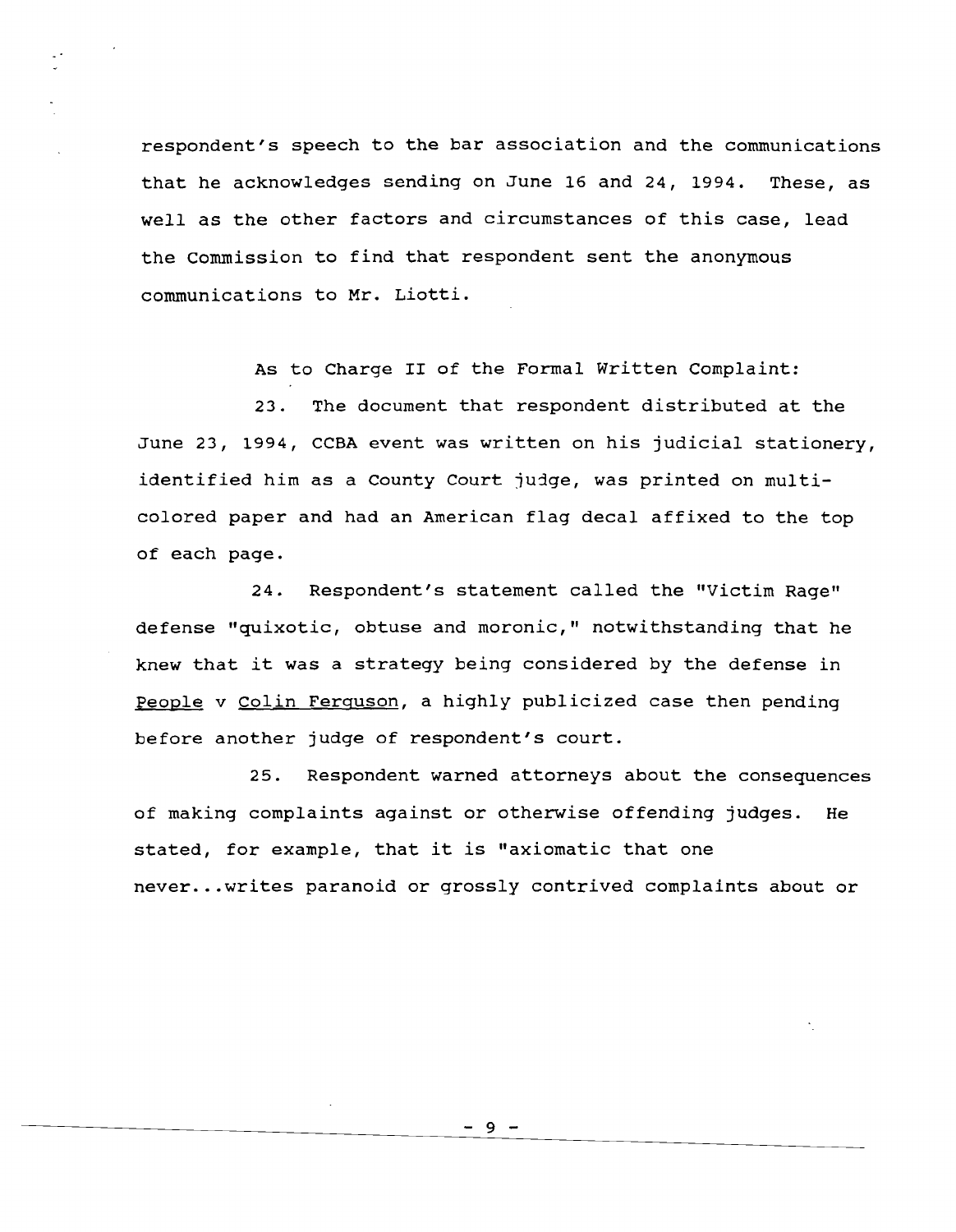respondent's speech to the bar association and the communications that he acknowledges sending on June 16 and 24, 1994. These, as well as the other factors and circumstances of this case, lead the Commission to find that respondent sent the anonymous communications to Mr. Liotti.

As to Charge II of the Formal Written Complaint:

23. The document that respondent distributed at the June 23, 1994, CCBA event was written on his judicial stationery, identified him as a County Court judge, was printed on multi-colored paper and had an American flag decal affixed to the top of each page.

24. Respondent's statement called the "Victim Rage" defense "quixotic, obtuse and moronic," notwithstanding that he knew that it was a strategy being considered by the defense in People v Colin Ferguson, a highly publicized case then pending before another judge of respondent's court.

25. Respondent warned attorneys about the consequences of making complaints against or otherwise offending judges. He stated, for example, that it is "axiomatic that one never...writes paranoid or grossly contrived complaints about or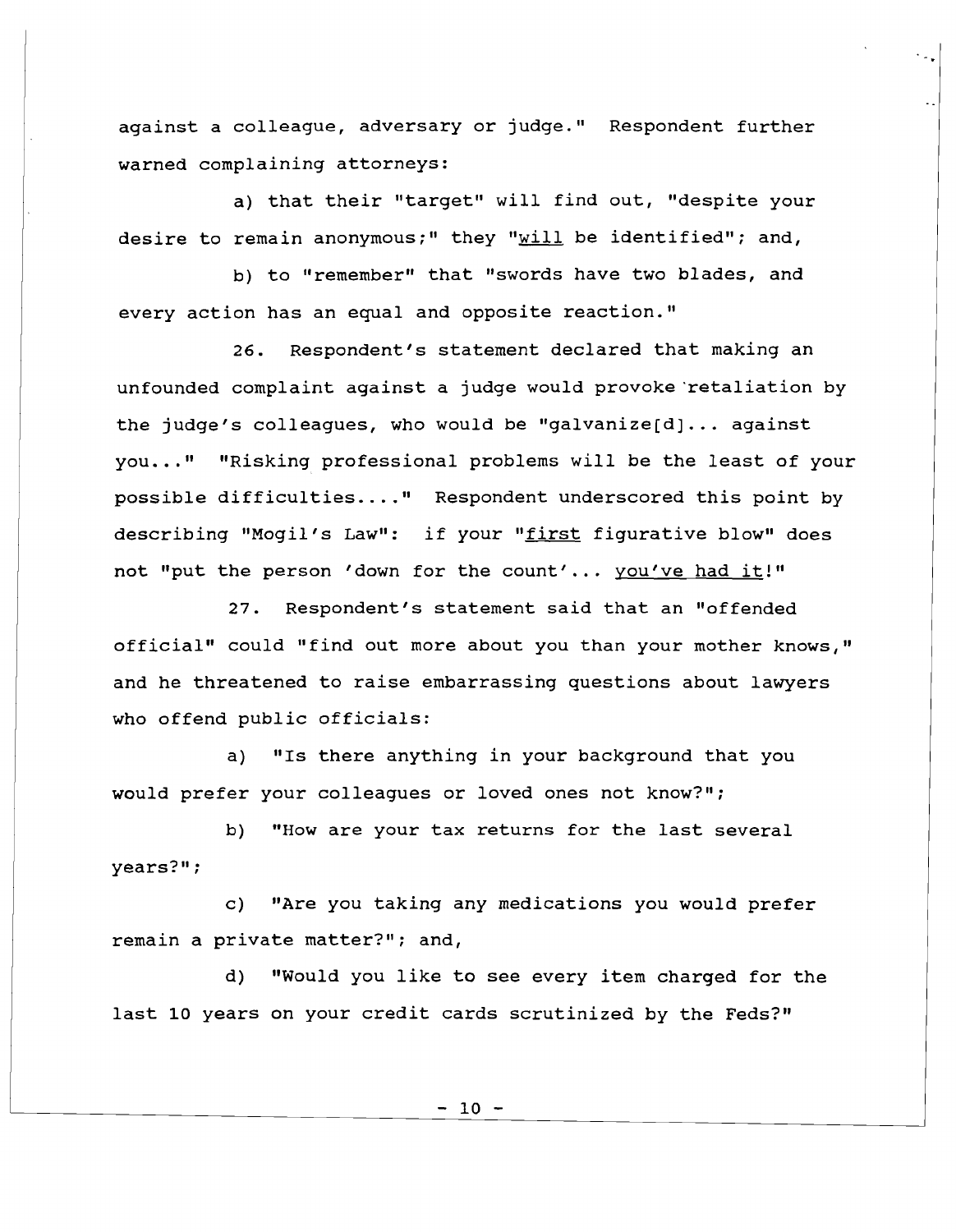against a colleague, adversary or judge." Respondent further warned complaining attorneys:

a) that their "target" will find out, "despite your desire to remain anonymous;" they "<u>will</u> be identified"; and,

b) to "remember" that "swords have two blades, and every action has an equal and opposite reaction."

26. Respondent's statement declared that making an unfounded complaint against a judge would provoke retaliation by the judge's colleagues, who would be "galvanize[d]... against you..." "Risking professional problems will be the least of your possible difficulties...." Respondent underscored this point by describing "Mogil's Law": if your "<u>first</u> figurative blow" does not "put the person 'down for the count'... <u>you've had it</u>!"

27. Respondent's statement said that an "offended official" could "find out more about you than your mother knows," and he threatened to raise embarrassing questions about lawyers who offend public officials:

a) "Is there anything in your background that you would prefer your colleagues or loved ones not know?";

b) "How are your tax returns for the last several years?";

c) "Are you taking any medications you would prefer remain a private matter?"; and,

d) "Would you like to see every item charged for the last 10 years on your credit cards scrutinized by the Feds?"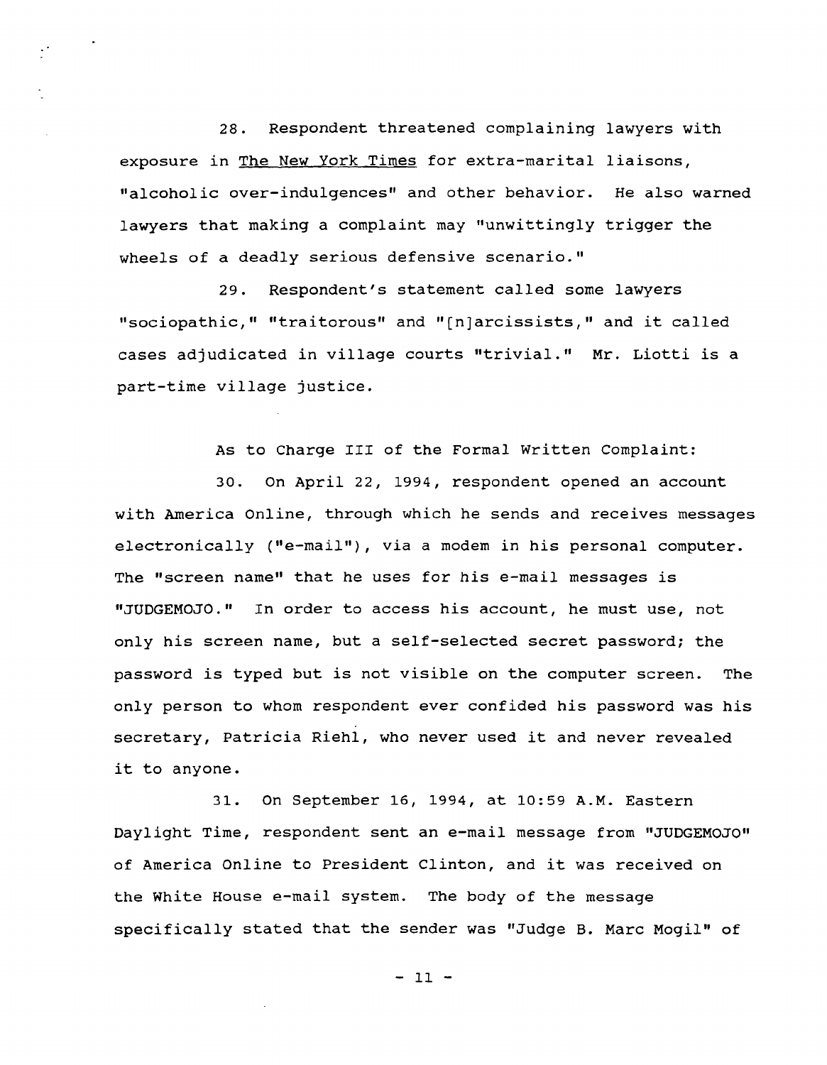28. Respondent threatened complaining lawyers with exposure in The New York Times for extra-marital liaisons, "alcoholic over-indulgences" and other behavior. He also warned lawyers that making a complaint may "unwittingly trigger the wheels of a deadly serious defensive scenario."

29. Respondent's statement called some lawyers "sociopathic," "traitorous" and "[n]arcissists," and it called cases adjudicated in village courts "trivial." Mr. Liotti is a part-time village justice.

As to Charge III of the Formal Written Complaint:

30. On April 22, 1994, respondent opened an account with America Online, through which he sends and receives messages electronically ("e-mail"), via a modem in his personal computer. The "screen name" that he uses for his e-mail messages is "JUDGEMOJO." In order to access his account, he must use, not only his screen name, but a self-selected secret password; the password is typed but is not visible on the computer screen. The only person to whom respondent ever confided his password was his secretary, Patricia Riehl, who never used it and never revealed it to anyone.

31. On September 16, 1994, at 10:59 A.M. Eastern Daylight Time, respondent sent an e-mail message from "JUDGEMOJO" of America Online to President Clinton, and it was received on the White House e-mail system. The body of the message specifically stated that the sender was "Judge B. Marc Mogil" of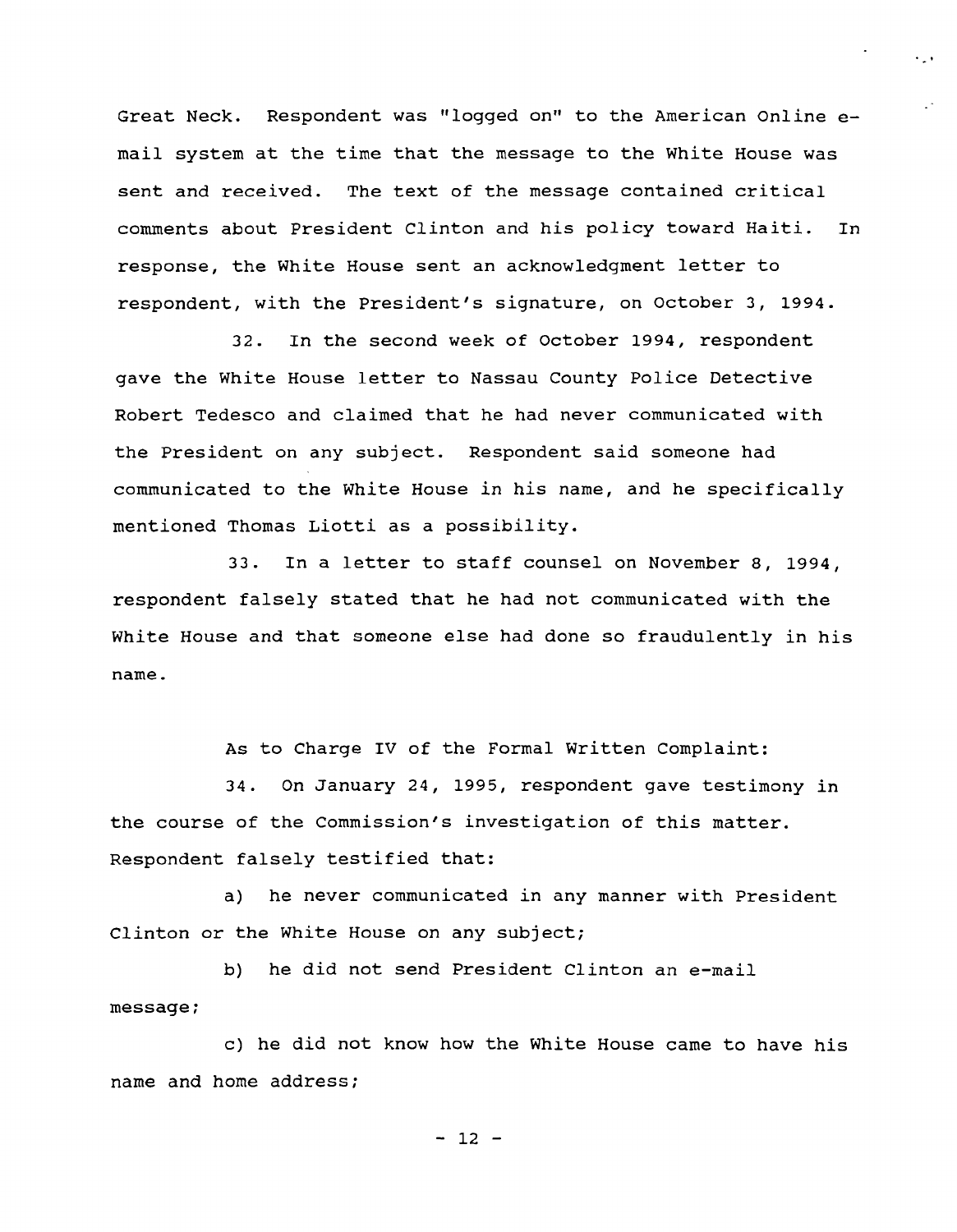Great Neck. Respondent was "logged on" to the American Online e-mail system at the time that the message to the White House was sent and received. The text of the message contained critical comments about President Clinton and his policy toward Haiti. In response, the White House sent an acknowledgment letter to respondent, with the President's signature, on October 3, 1994.

32. In the second week of October 1994, respondent gave the White House letter to Nassau County Police Detective Robert Tedesco and claimed that he had never communicated with the President on any subject. Respondent said someone had communicated to the White House in his name, and he specifically mentioned Thomas Liotti as a possibility.

33. In a letter to staff counsel on November 8, 1994, respondent falsely stated that he had not communicated with the White House and that someone else had done so fraudulently in his name.

As to Charge IV of the Formal Written Complaint:

34. On January 24, 1995, respondent gave testimony in the course of the Commission's investigation of this matter. Respondent falsely testified that:

a) he never communicated in any manner with President Clinton or the White House on any subject;

b) he did not send President Clinton an e-mail message;

c) he did not know how the White House came to have his name and home address;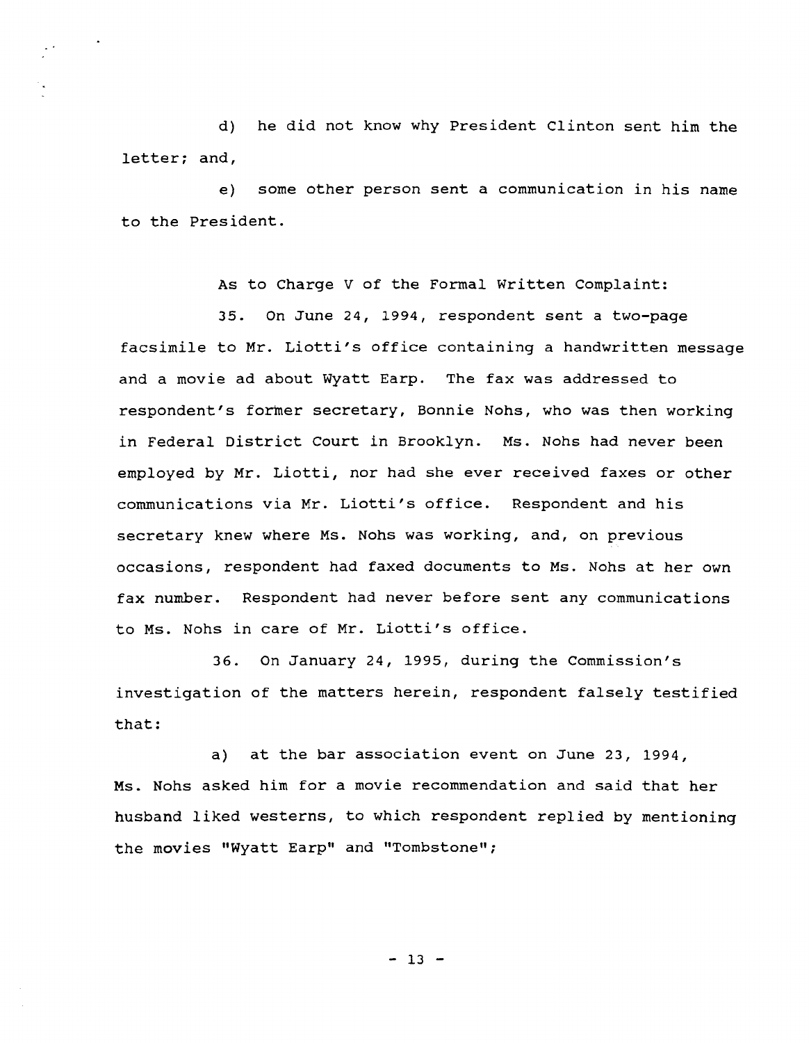d) he did not know why President Clinton sent him the letter; and,

e) some other person sent a communication in his name to the President.

As to Charge V of the Formal Written Complaint:

35. On June 24, 1994, respondent sent a two-page facsimile to Mr. Liotti's office containing a handwritten message and a movie ad about Wyatt Earp. The fax was addressed to respondent's former secretary, Bonnie Nohs, who was then working in Federal District Court in Brooklyn. Ms. Nohs had never been employed by Mr. Liotti, nor had she ever received faxes or other communications via Mr. Liotti's office. Respondent and his secretary knew where Ms. Nohs was working, and, on previous occasions, respondent had faxed documents to Ms. Nohs at her own fax number. Respondent had never before sent any communications to Ms. Nohs in care of Mr. Liotti's office.

36. On January 24, 1995, during the Commission's investigation of the matters herein, respondent falsely testified that:

a) at the bar association event on June 23, 1994, Ms. Nohs asked him for a movie recommendation and said that her husband liked westerns, to which respondent replied by mentioning the movies "Wyatt Earp" and "Tombstone";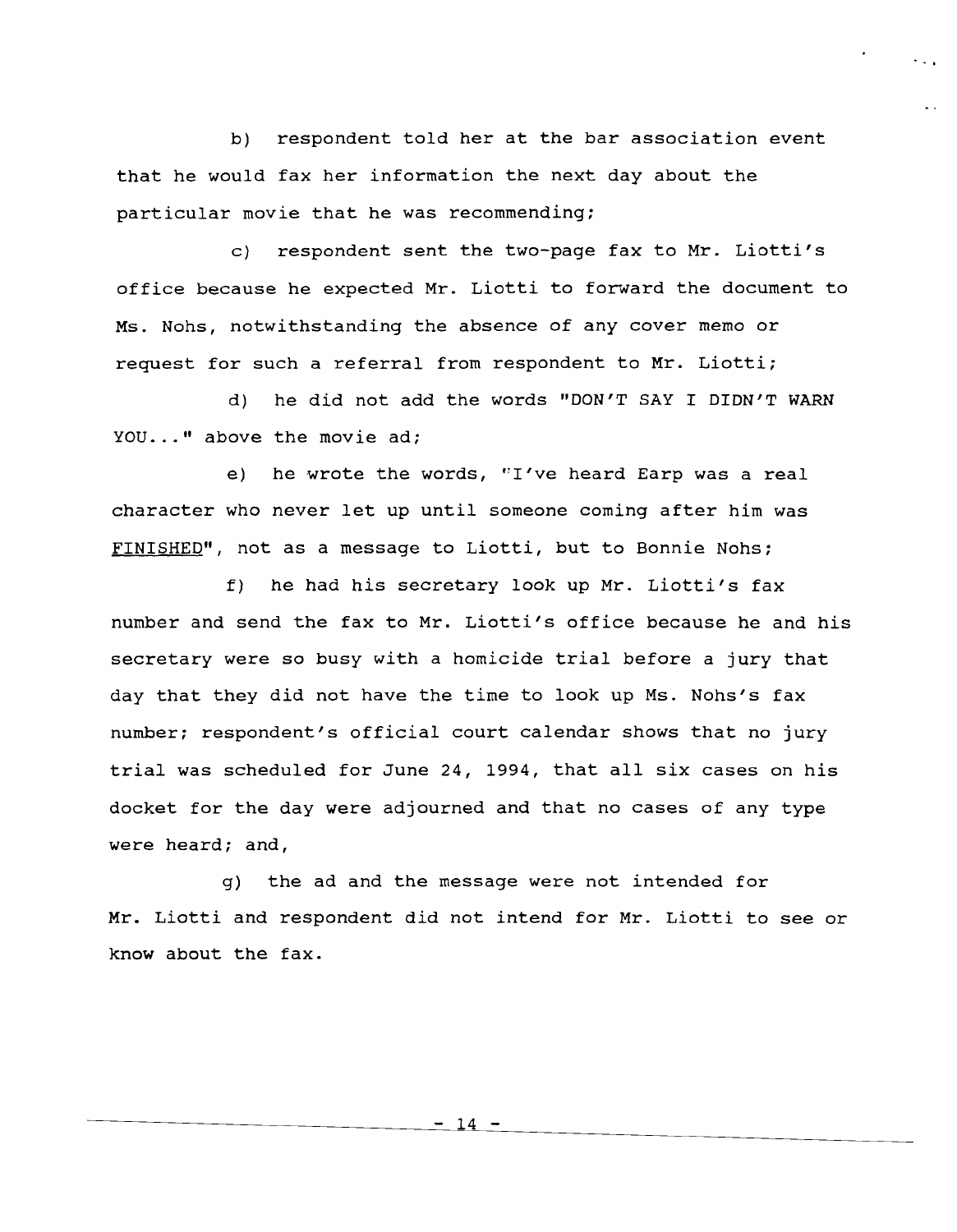b) respondent told her at the bar association event that he would fax her information the next day about the particular movie that he was recommending;

c) respondent sent the two-page fax to Mr. Liotti's office because he expected Mr. Liotti to forward the document to Ms. Nohs, notwithstanding the absence of any cover memo or request for such a referral from respondent to Mr. Liotti;

d) he did not add the words "DON'T SAY I DIDN'T WARN YOU..." above the movie ad;

e) he wrote the words, "I've heard Earp was a real character who never let up until someone coming after him was <u>FINISHED</u>", not as a message to Liotti, but to Bonnie Nohs;

f) he had his secretary look up Mr. Liotti's fax number and send the fax to Mr. Liotti's office because he and his secretary were so busy with a homicide trial before a jury that day that they did not have the time to look up Ms. Nohs's fax number; respondent's official court calendar shows that no jury trial was scheduled for June 24, 1994, that all six cases on his docket for the day were adjourned and that no cases of any type were heard; and,

g) the ad and the message were not intended for Mr. Liotti and respondent did not intend for Mr. Liotti to see or know about the fax.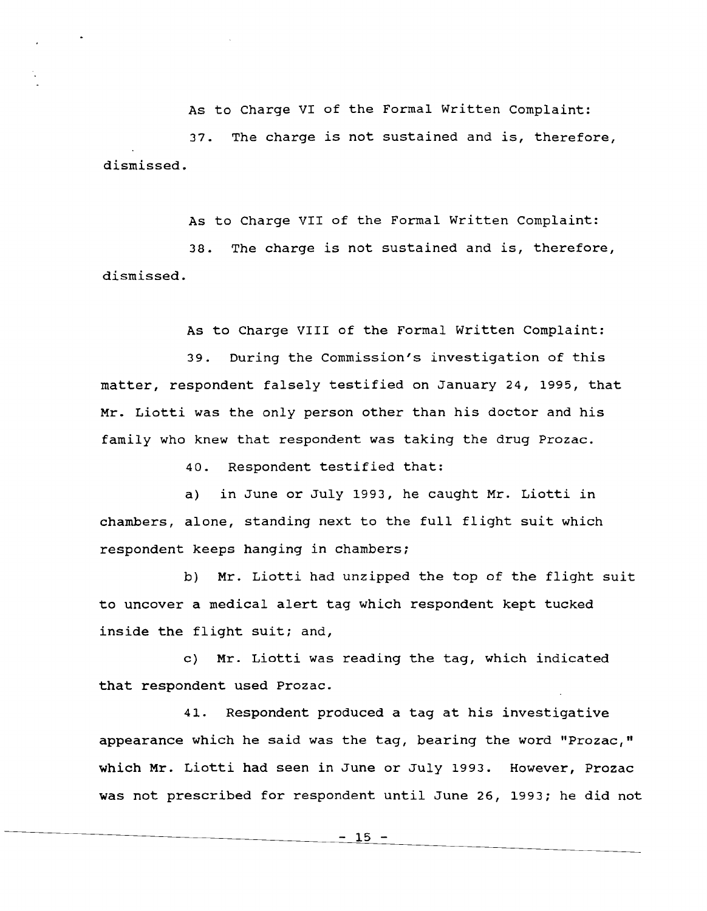As to Charge VI of the Formal Written Complaint:

37. The charge is not sustained and is, therefore, dismissed.

As to Charge VII of the Formal Written Complaint:

38. The charge is not sustained and is, therefore, dismissed.

As to Charge VIII of the Formal Written Complaint:

39. During the Commission's investigation of this matter, respondent falsely testified on January 24, 1995, that Mr. Liotti was the only person other than his doctor and his family who knew that respondent was taking the drug Prozac.

40. Respondent testified that:

a) in June or July 1993, he caught Mr. Liotti in chambers, alone, standing next to the full flight suit which respondent keeps hanging in chambers;

b) Mr. Liotti had unzipped the top of the flight suit to uncover a medical alert tag which respondent kept tucked inside the flight suit; and,

c) Mr. Liotti was reading the tag, which indicated that respondent used Prozac.

41. Respondent produced a tag at his investigative appearance which he said was the tag, bearing the word "Prozac," which Mr. Liotti had seen in June or July 1993. However, Prozac was not prescribed for respondent until June 26, 1993; he did not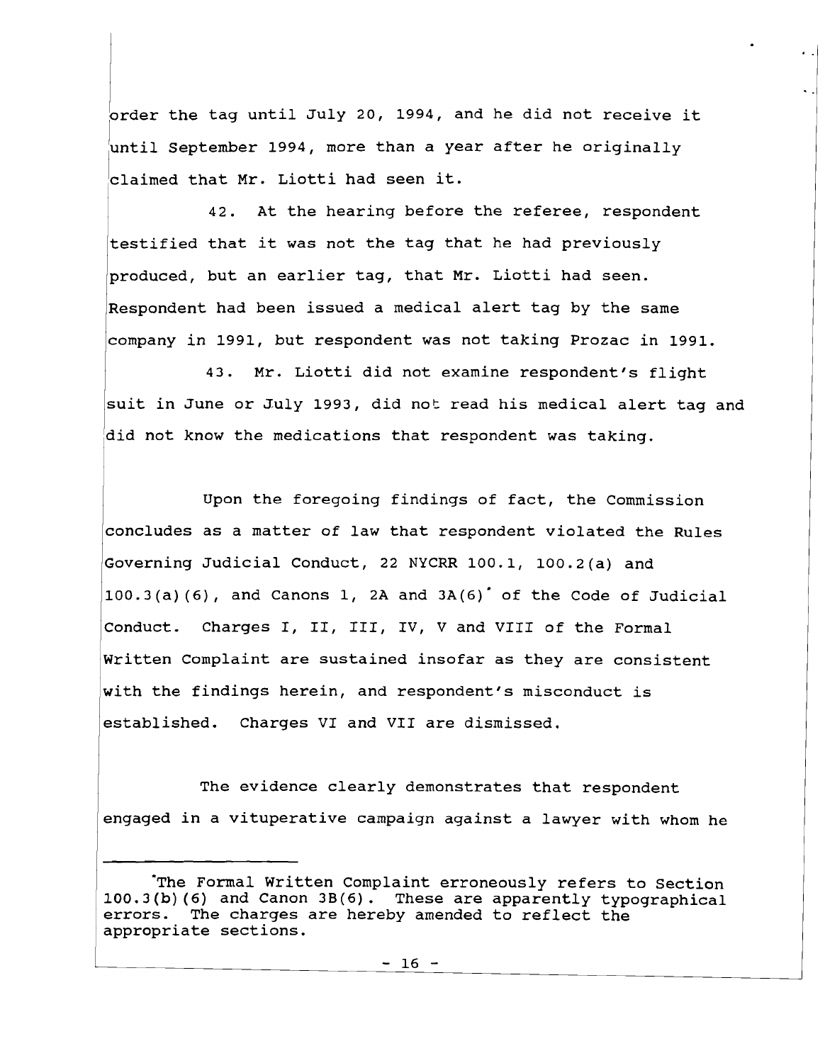order the tag until July 20, 1994, and he did not receive it until September 1994, more than a year after he originally claimed that Mr. Liotti had seen it.

42. At the hearing before the referee, respondent testified that it was not the tag that he had previously produced, but an earlier tag, that Mr. Liotti had seen. Respondent had been issued a medical alert tag by the same company in 1991, but respondent was not taking Prozac in 1991.

43. Mr. Liotti did not examine respondent's flight suit in June or July 1993, did not read his medical alert tag and did not know the medications that respondent was taking.

Upon the foregoing findings of fact, the Commission concludes as a matter of law that respondent violated the Rules Governing Judicial Conduct, 22 NYCRR 100.1, 100.2(a) and 100.3(a)(6), and Canons 1, 2A and 3A(6)* of the Code of Judicial Conduct. Charges I, II, III, IV, V and VIII of the Formal Written Complaint are sustained insofar as they are consistent with the findings herein, and respondent's misconduct is established. Charges VI and VII are dismissed.

The evidence clearly demonstrates that respondent engaged in a vituperative campaign against a lawyer with whom he

---

*The Formal Written Complaint erroneously refers to Section 100.3(b)(6) and Canon 3B(6). These are apparently typographical errors. The charges are hereby amended to reflect the appropriate sections.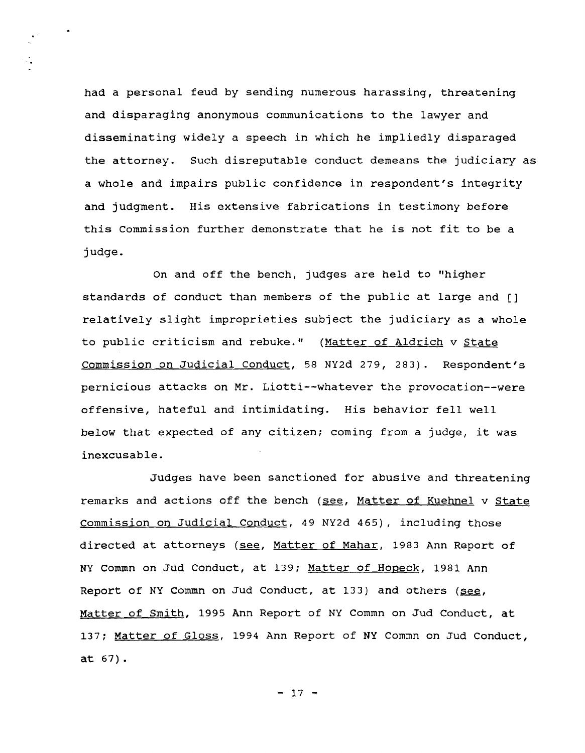had a personal feud by sending numerous harassing, threatening and disparaging anonymous communications to the lawyer and disseminating widely a speech in which he impliedly disparaged the attorney. Such disreputable conduct demeans the judiciary as a whole and impairs public confidence in respondent's integrity and judgment. His extensive fabrications in testimony before this Commission further demonstrate that he is not fit to be a judge.

On and off the bench, judges are held to "higher standards of conduct than members of the public at large and [] relatively slight improprieties subject the judiciary as a whole to public criticism and rebuke." (Matter of Aldrich v State Commission on Judicial Conduct, 58 NY2d 279, 283). Respondent's pernicious attacks on Mr. Liotti--whatever the provocation--were offensive, hateful and intimidating. His behavior fell well below that expected of any citizen; coming from a judge, it was inexcusable.

Judges have been sanctioned for abusive and threatening remarks and actions off the bench (see, Matter of Kuehnel v State Commission on Judicial Conduct, 49 NY2d 465), including those directed at attorneys (see, Matter of Mahar, 1983 Ann Report of NY Commn on Jud Conduct, at 139; Matter of Hopeck, 1981 Ann Report of NY Commn on Jud Conduct, at 133) and others (see, Matter of Smith, 1995 Ann Report of NY Commn on Jud Conduct, at 137; Matter of Gloss, 1994 Ann Report of NY Commn on Jud Conduct, at 67).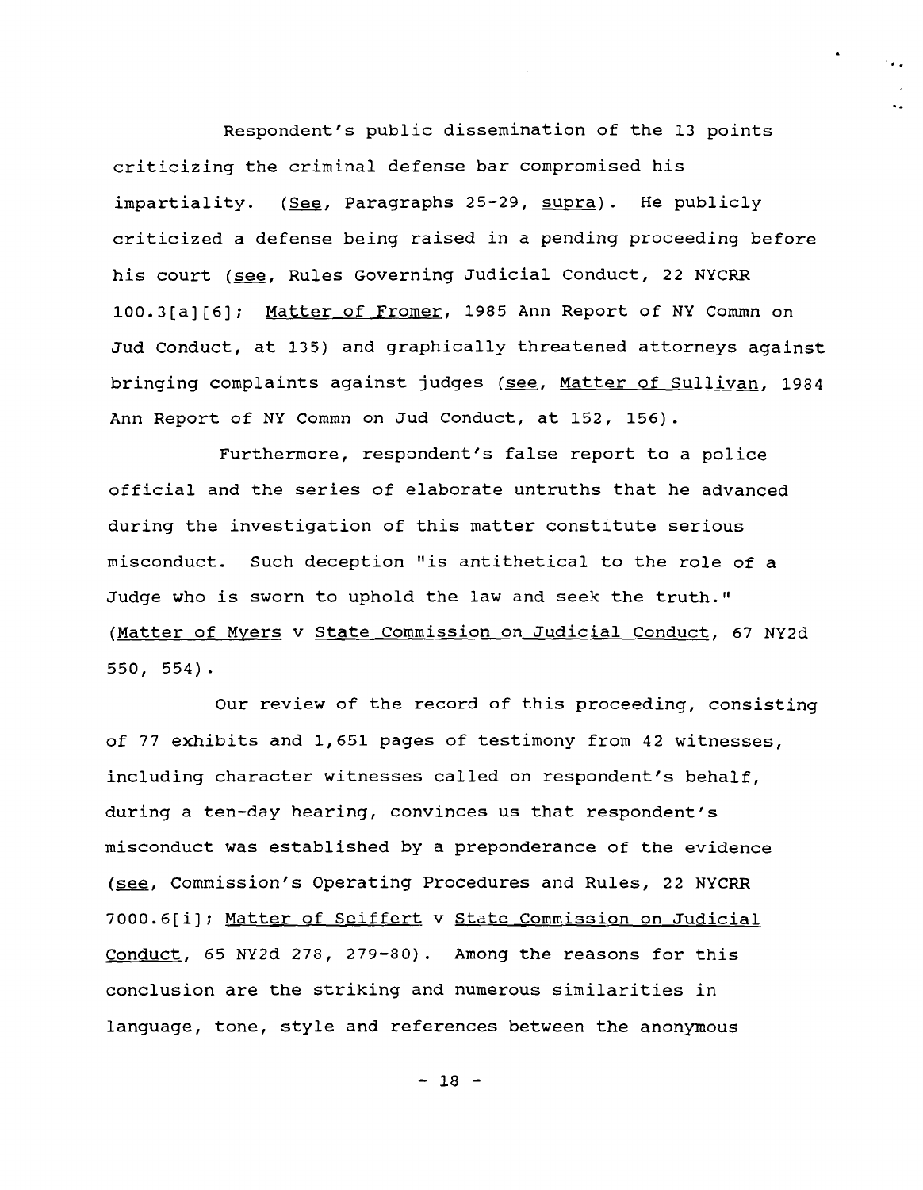Respondent's public dissemination of the 13 points criticizing the criminal defense bar compromised his impartiality. (See, Paragraphs 25-29, supra). He publicly criticized a defense being raised in a pending proceeding before his court (see, Rules Governing Judicial Conduct, 22 NYCRR 100.3[a][6]; Matter of Fromer, 1985 Ann Report of NY Commn on Jud Conduct, at 135) and graphically threatened attorneys against bringing complaints against judges (see, Matter of Sullivan, 1984 Ann Report of NY Commn on Jud Conduct, at 152, 156).

Furthermore, respondent's false report to a police official and the series of elaborate untruths that he advanced during the investigation of this matter constitute serious misconduct. Such deception "is antithetical to the role of a Judge who is sworn to uphold the law and seek the truth." (Matter of Myers v State Commission on Judicial Conduct, 67 NY2d 550, 554).

Our review of the record of this proceeding, consisting of 77 exhibits and 1,651 pages of testimony from 42 witnesses, including character witnesses called on respondent's behalf, during a ten-day hearing, convinces us that respondent's misconduct was established by a preponderance of the evidence (see, Commission's Operating Procedures and Rules, 22 NYCRR 7000.6[i]; Matter of Seiffert v State Commission on Judicial Conduct, 65 NY2d 278, 279-80). Among the reasons for this conclusion are the striking and numerous similarities in language, tone, style and references between the anonymous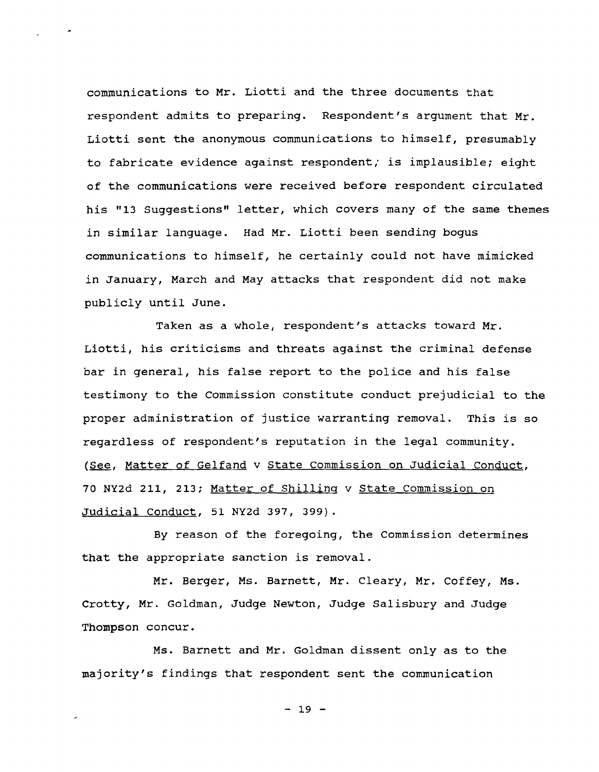communications to Mr. Liotti and the three documents that respondent admits to preparing. Respondent's argument that Mr. Liotti sent the anonymous communications to himself, presumably to fabricate evidence against respondent, is implausible; eight of the communications were received before respondent circulated his "13 Suggestions" letter, which covers many of the same themes in similar language. Had Mr. Liotti been sending bogus communications to himself, he certainly could not have mimicked in January, March and May attacks that respondent did not make publicly until June.

Taken as a whole, respondent's attacks toward Mr. Liotti, his criticisms and threats against the criminal defense bar in general, his false report to the police and his false testimony to the Commission constitute conduct prejudicial to the proper administration of justice warranting removal. This is so regardless of respondent's reputation in the legal community. (See, Matter of Gelfand v State Commission on Judicial Conduct, 70 NY2d 211, 213; Matter of Shilling v State Commission on Judicial Conduct, 51 NY2d 397, 399).

By reason of the foregoing, the Commission determines that the appropriate sanction is removal.

Mr. Berger, Ms. Barnett, Mr. Cleary, Mr. Coffey, Ms. Crotty, Mr. Goldman, Judge Newton, Judge Salisbury and Judge Thompson concur.

Ms. Barnett and Mr. Goldman dissent only as to the majority's findings that respondent sent the communication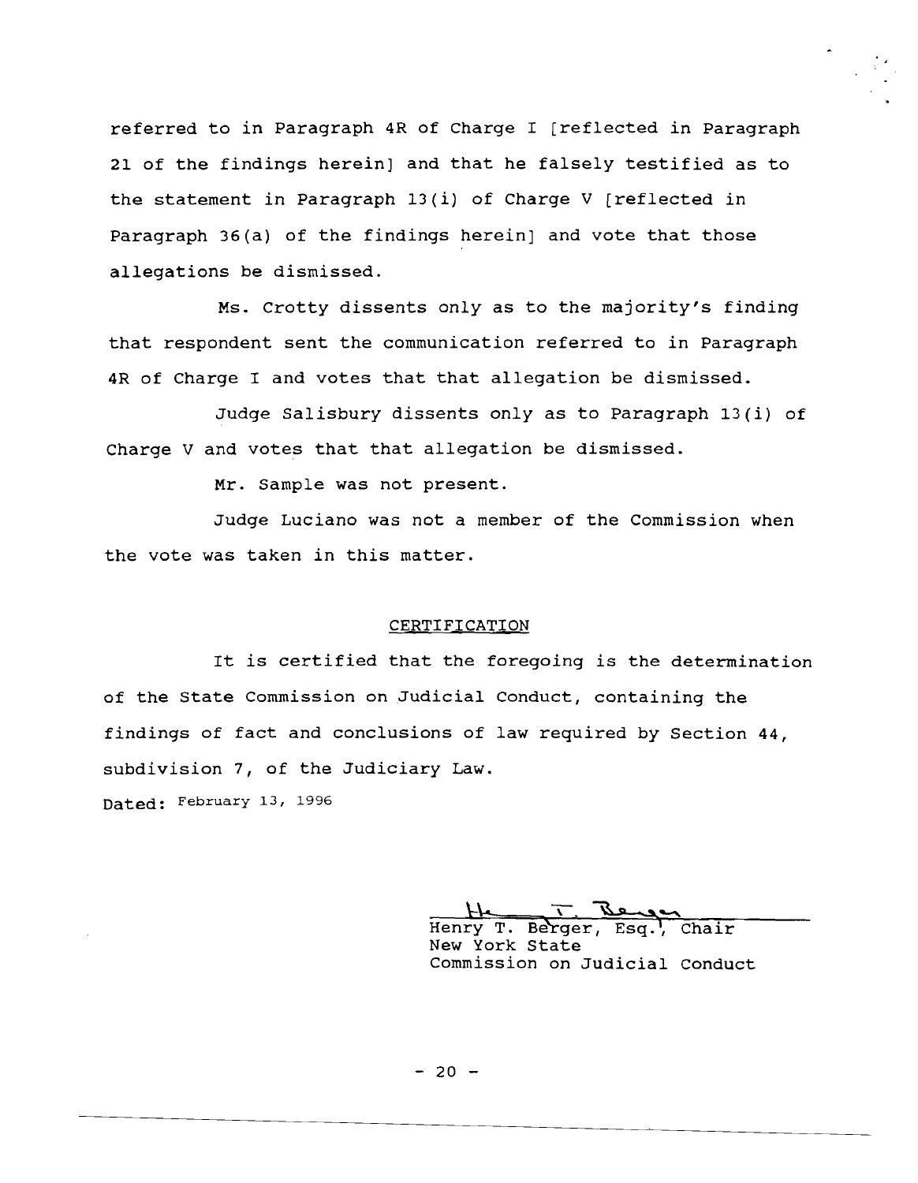referred to in Paragraph 4R of Charge I [reflected in Paragraph 21 of the findings herein] and that he falsely testified as to the statement in Paragraph 13(i) of Charge V [reflected in Paragraph 36(a) of the findings herein] and vote that those allegations be dismissed.

Ms. Crotty dissents only as to the majority's finding that respondent sent the communication referred to in Paragraph 4R of Charge I and votes that that allegation be dismissed.

Judge Salisbury dissents only as to Paragraph 13(i) of Charge V and votes that that allegation be dismissed.

Mr. Sample was not present.

Judge Luciano was not a member of the Commission when the vote was taken in this matter.

## CERTIFICATION

It is certified that the foregoing is the determination of the State Commission on Judicial Conduct, containing the findings of fact and conclusions of law required by Section 44, subdivision 7, of the Judiciary Law.

Dated: February 13, 1996

Henry T. Berger, Esq., Chair
New York State
Commission on Judicial Conduct